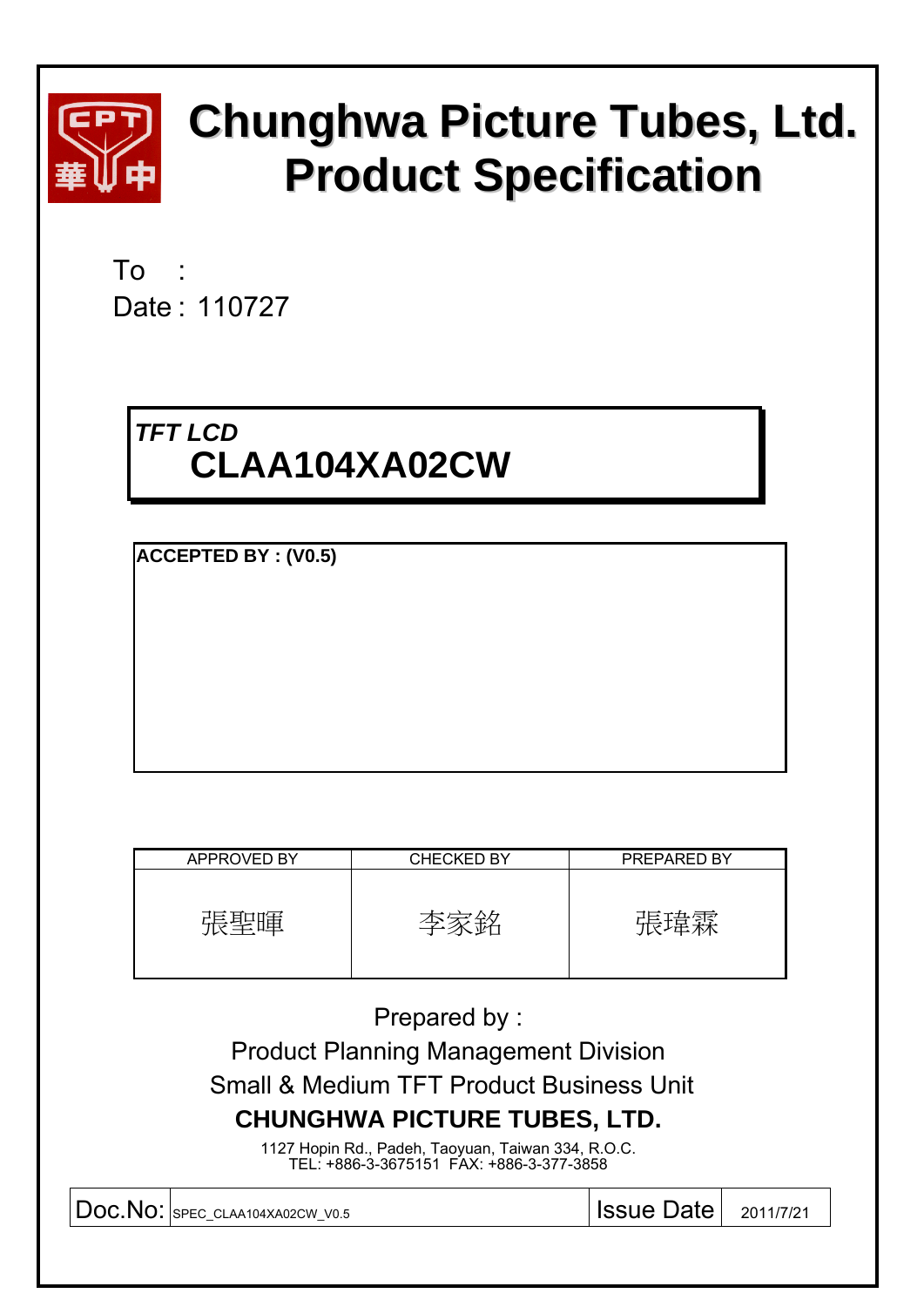# Chunghwa Picture Tubes, Ltd.
# Product Specification

To :

Date : 110727

*TFT LCD*

**CLAA104XA02CW**

**ACCEPTED BY : (V0.5)**

| APPROVED BY | CHECKED BY | PREPARED BY |
|---|---|---|
| 張聖暉 | 李家銘 | 張瑋霖 |

Prepared by :

Product Planning Management Division

Small & Medium TFT Product Business Unit

**CHUNGHWA PICTURE TUBES, LTD.**

1127 Hopin Rd., Padeh, Taoyuan, Taiwan 334, R.O.C.
TEL: +886-3-3675151 FAX: +886-3-377-3858

| Doc.No: | SPEC_CLAA104XA02CW_V0.5 | Issue Date | 2011/7/21 |
|---|---|---|---|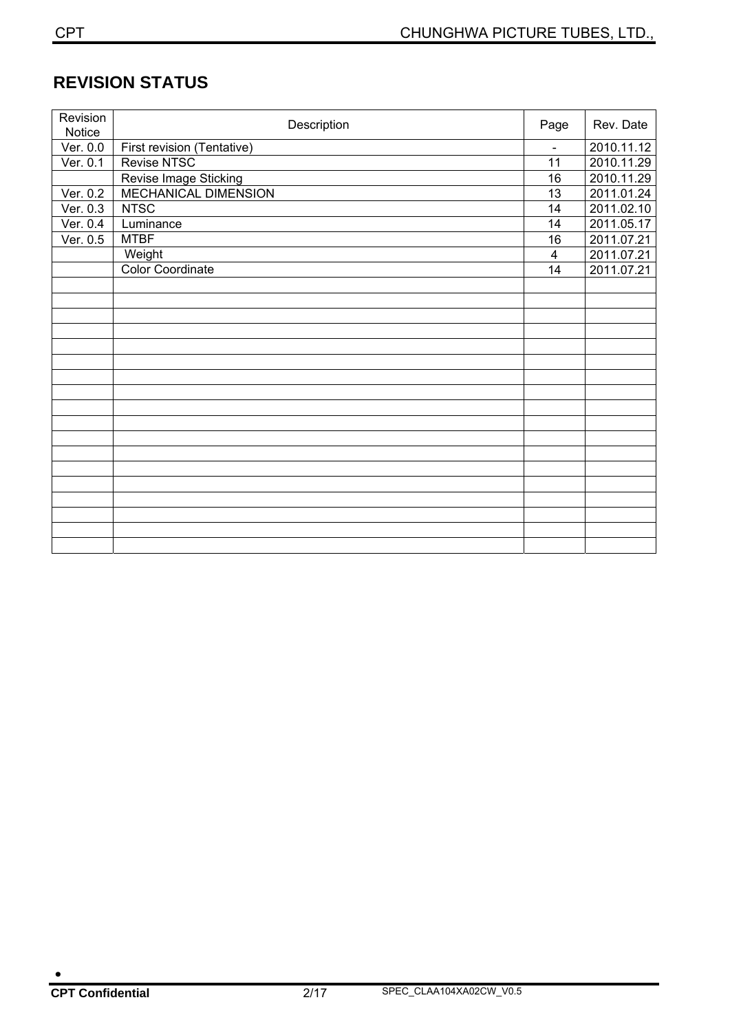## REVISION STATUS

| Revision Notice | Description | Page | Rev. Date |
|---|---|---|---|
| Ver. 0.0 | First revision (Tentative) | - | 2010.11.12 |
| Ver. 0.1 | Revise NTSC | 11 | 2010.11.29 |
| | Revise Image Sticking | 16 | 2010.11.29 |
| Ver. 0.2 | MECHANICAL DIMENSION | 13 | 2011.01.24 |
| Ver. 0.3 | NTSC | 14 | 2011.02.10 |
| Ver. 0.4 | Luminance | 14 | 2011.05.17 |
| Ver. 0.5 | MTBF | 16 | 2011.07.21 |
| | Weight | 4 | 2011.07.21 |
| | Color Coordinate | 14 | 2011.07.21 |
| | | | |
| | | | |
| | | | |
| | | | |
| | | | |
| | | | |
| | | | |
| | | | |
| | | | |
| | | | |
| | | | |
| | | | |
| | | | |
| | | | |
| | | | |
| | | | |
| | | | |
| | | | |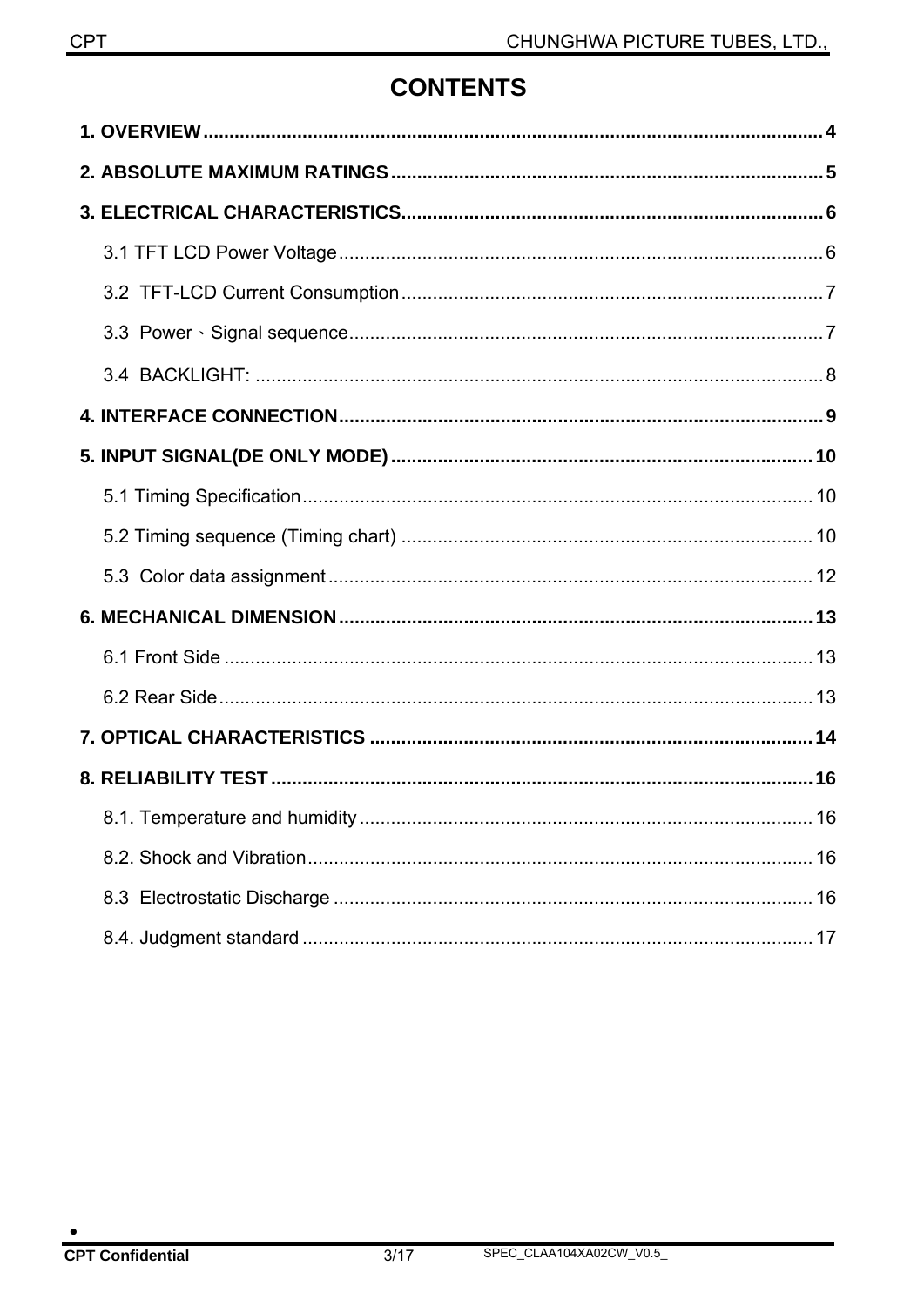# CONTENTS

**1. OVERVIEW** .......... **4**

**2. ABSOLUTE MAXIMUM RATINGS** .......... **5**

**3. ELECTRICAL CHARACTERISTICS** .......... **6**

3.1 TFT LCD Power Voltage .......... 6

3.2 TFT-LCD Current Consumption .......... 7

3.3 Power、Signal sequence .......... 7

3.4 BACKLIGHT: .......... 8

**4. INTERFACE CONNECTION** .......... **9**

**5. INPUT SIGNAL(DE ONLY MODE)** .......... **10**

5.1 Timing Specification .......... 10

5.2 Timing sequence (Timing chart) .......... 10

5.3 Color data assignment .......... 12

**6. MECHANICAL DIMENSION** .......... **13**

6.1 Front Side .......... 13

6.2 Rear Side .......... 13

**7. OPTICAL CHARACTERISTICS** .......... **14**

**8. RELIABILITY TEST** .......... **16**

8.1. Temperature and humidity .......... 16

8.2. Shock and Vibration .......... 16

8.3 Electrostatic Discharge .......... 16

8.4. Judgment standard .......... 17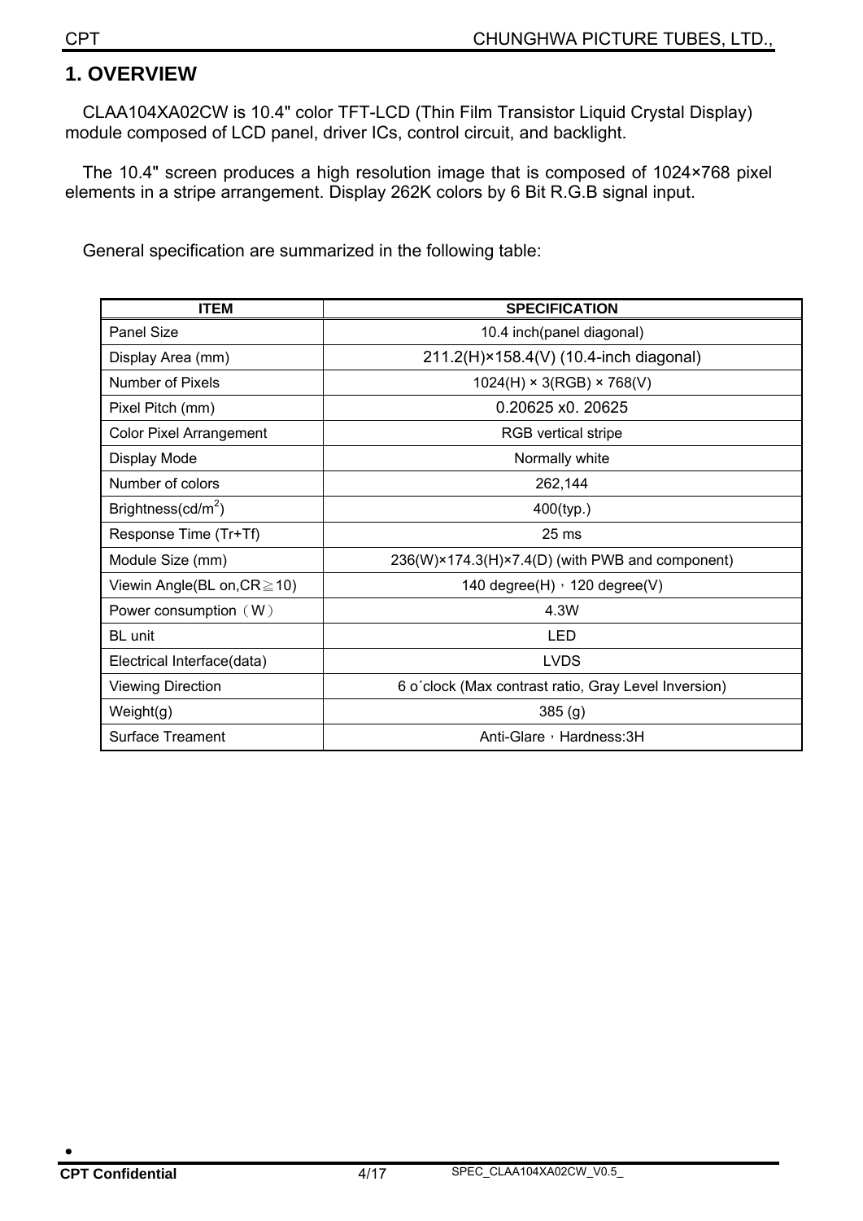# 1. OVERVIEW

CLAA104XA02CW is 10.4" color TFT-LCD (Thin Film Transistor Liquid Crystal Display) module composed of LCD panel, driver ICs, control circuit, and backlight.

The 10.4" screen produces a high resolution image that is composed of 1024×768 pixel elements in a stripe arrangement. Display 262K colors by 6 Bit R.G.B signal input.

General specification are summarized in the following table:

| ITEM | SPECIFICATION |
|---|---|
| Panel Size | 10.4 inch(panel diagonal) |
| Display Area (mm) | 211.2(H)×158.4(V) (10.4-inch diagonal) |
| Number of Pixels | 1024(H) × 3(RGB) × 768(V) |
| Pixel Pitch (mm) | 0.20625 x0. 20625 |
| Color Pixel Arrangement | RGB vertical stripe |
| Display Mode | Normally white |
| Number of colors | 262,144 |
| Brightness($cd/m^2$) | 400(typ.) |
| Response Time (Tr+Tf) | 25 ms |
| Module Size (mm) | 236(W)×174.3(H)×7.4(D) (with PWB and component) |
| Viewin Angle(BL on,CR≧10) | 140 degree(H)，120 degree(V) |
| Power consumption（W） | 4.3W |
| BL unit | LED |
| Electrical Interface(data) | LVDS |
| Viewing Direction | 6 o´clock (Max contrast ratio, Gray Level Inversion) |
| Weight(g) | 385 (g) |
| Surface Treament | Anti-Glare，Hardness:3H |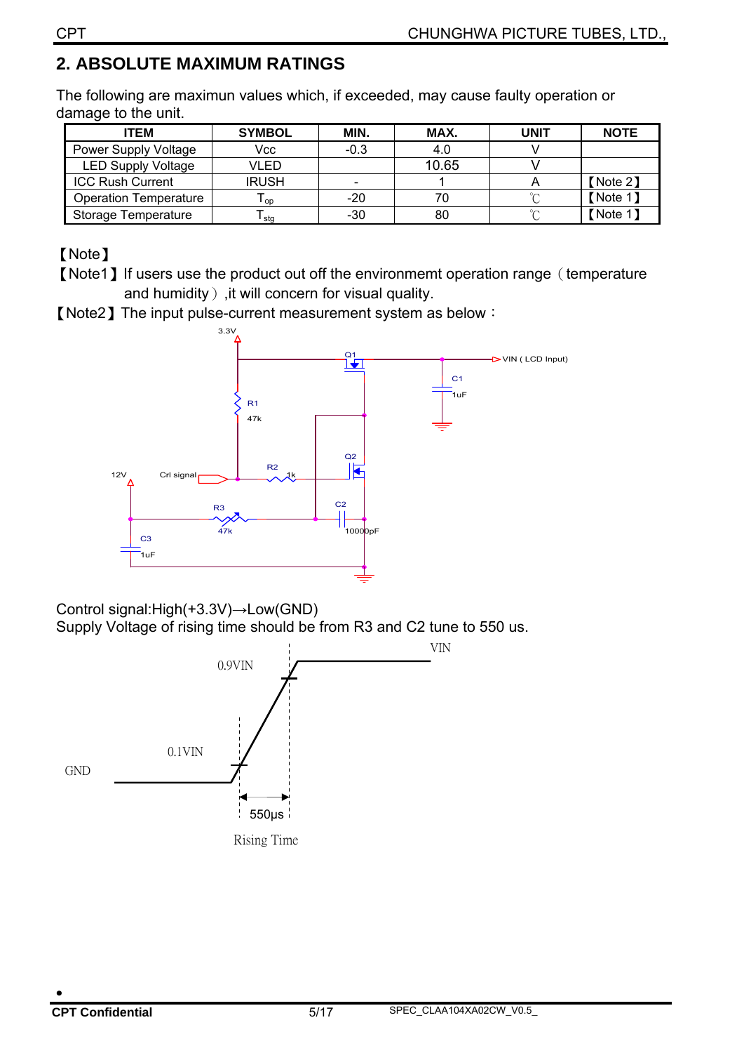## 2. ABSOLUTE MAXIMUM RATINGS

The following are maximun values which, if exceeded, may cause faulty operation or damage to the unit.

| ITEM | SYMBOL | MIN. | MAX. | UNIT | NOTE |
|---|---|---|---|---|---|
| Power Supply Voltage | Vcc | -0.3 | 4.0 | V | |
| LED Supply Voltage | VLED | | 10.65 | V | |
| ICC Rush Current | IRUSH | - | 1 | A | 【Note 2】 |
| Operation Temperature | $T_{op}$ | -20 | 70 | ℃ | 【Note 1】 |
| Storage Temperature | $T_{stg}$ | -30 | 80 | ℃ | 【Note 1】 |

【Note】

【Note1】If users use the product out off the environmemt operation range（temperature and humidity）,it will concern for visual quality.

【Note2】The input pulse-current measurement system as below：

Control signal:High(+3.3V)→Low(GND)

Supply Voltage of rising time should be from R3 and C2 tune to 550 us.

Rising Time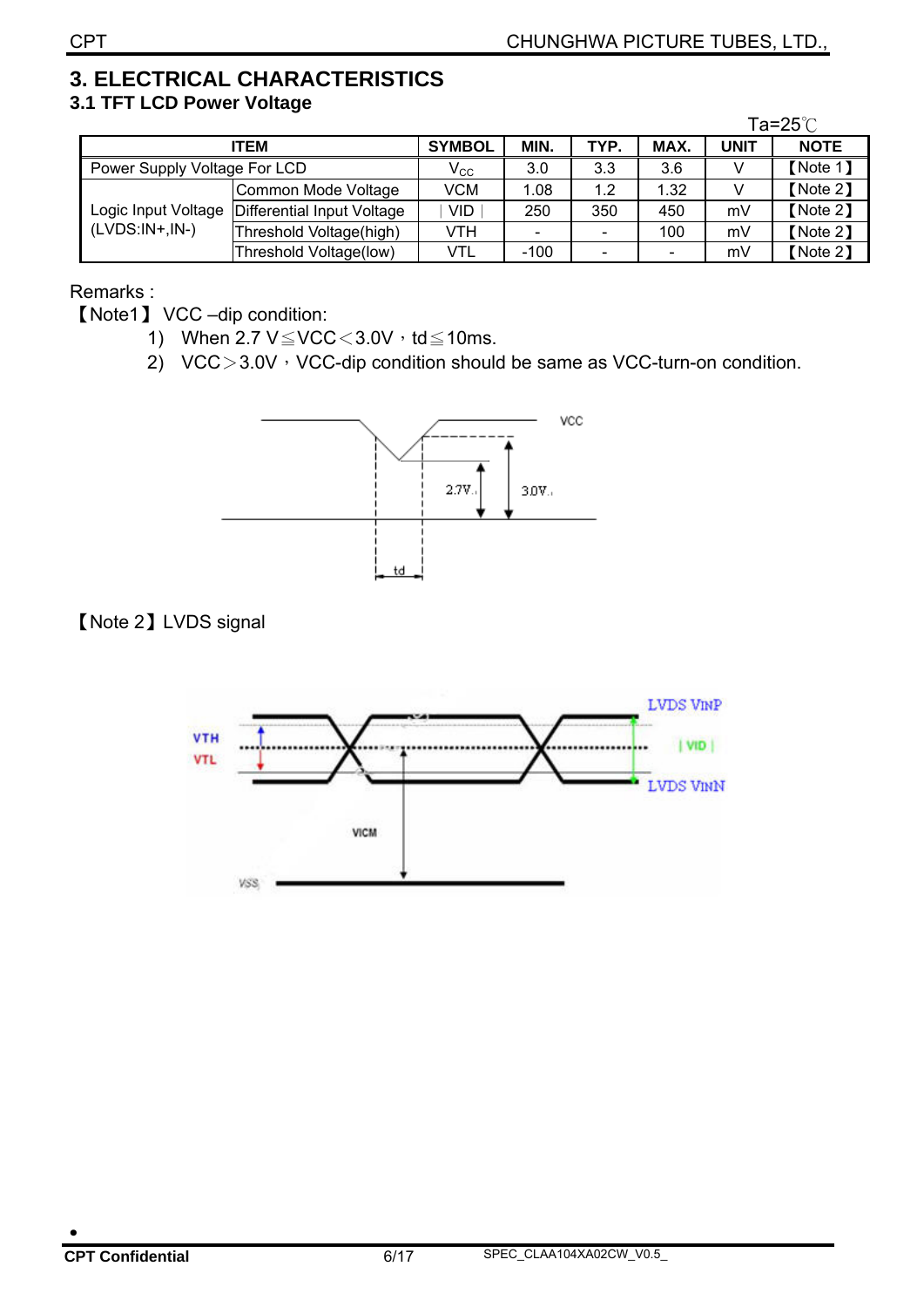## 3. ELECTRICAL CHARACTERISTICS

### 3.1 TFT LCD Power Voltage

Ta=25℃

| ITEM | | SYMBOL | MIN. | TYP. | MAX. | UNIT | NOTE |
|---|---|---|---|---|---|---|---|
| Power Supply Voltage For LCD | | $V_{CC}$ | 3.0 | 3.3 | 3.6 | V | 【Note 1】 |
| Logic Input Voltage (LVDS:IN+,IN-) | Common Mode Voltage | VCM | 1.08 | 1.2 | 1.32 | V | 【Note 2】 |
| | Differential Input Voltage | ∣VID∣ | 250 | 350 | 450 | mV | 【Note 2】 |
| | Threshold Voltage(high) | VTH | - | - | 100 | mV | 【Note 2】 |
| | Threshold Voltage(low) | VTL | -100 | - | - | mV | 【Note 2】 |

Remarks :

【Note1】 VCC –dip condition:

1) When 2.7 V≦VCC＜3.0V，td≦10ms.
2) VCC＞3.0V，VCC-dip condition should be same as VCC-turn-on condition.

【Note 2】LVDS signal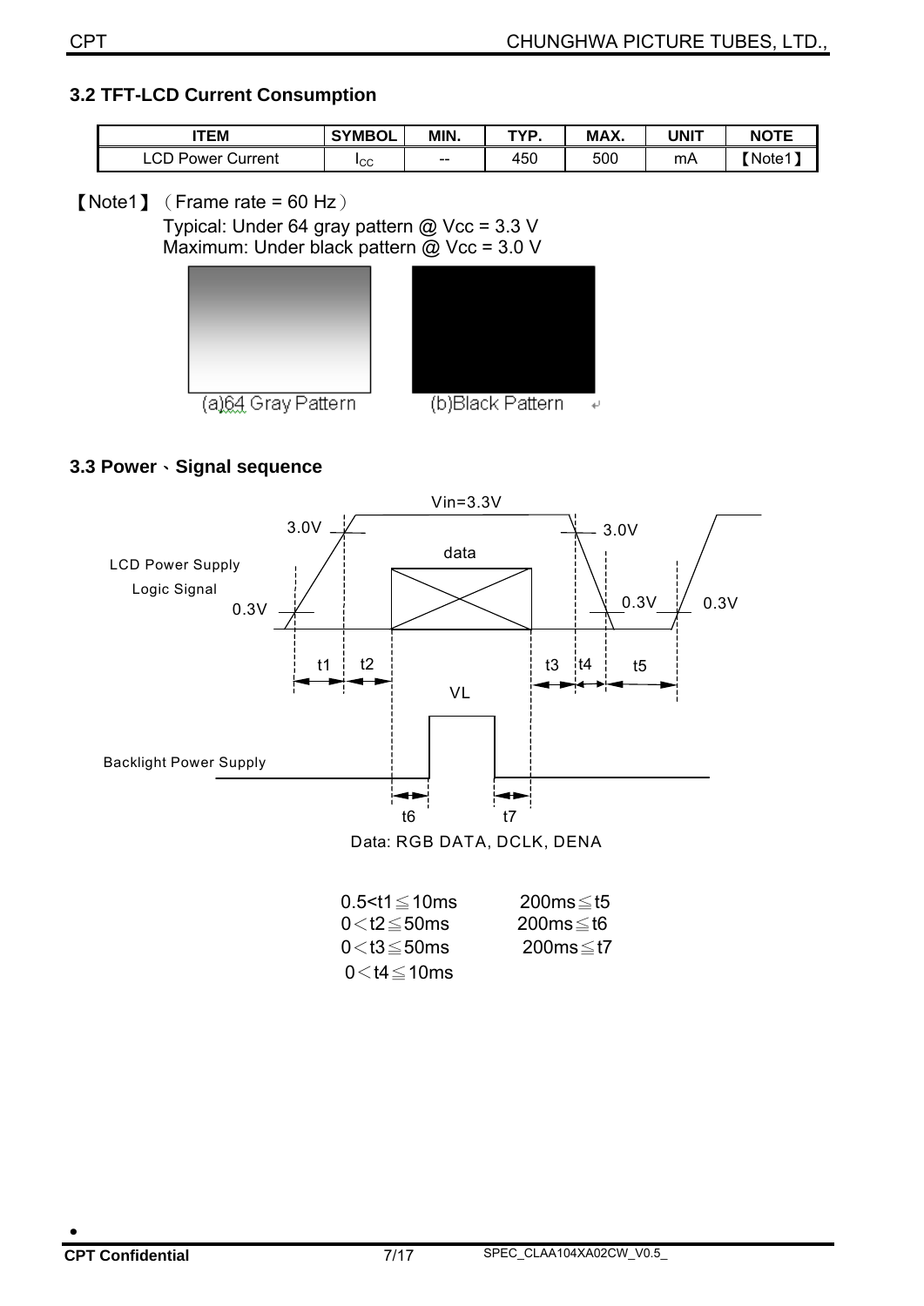### 3.2 TFT-LCD Current Consumption

| ITEM | SYMBOL | MIN. | TYP. | MAX. | UNIT | NOTE |
|---|---|---|---|---|---|---|
| LCD Power Current | $I_{CC}$ | -- | 450 | 500 | mA | 【Note1】 |

【Note1】（Frame rate = 60 Hz）

Typical: Under 64 gray pattern @ Vcc = 3.3 V

Maximum: Under black pattern @ Vcc = 3.0 V

(a)64 Gray Pattern (b)Black Pattern

### 3.3 Power、Signal sequence

Data: RGB DATA, DCLK, DENA

0.5<t1≦10ms 200ms≦t5

0＜t2≦50ms 200ms≦t6

0＜t3≦50ms 200ms≦t7

0＜t4≦10ms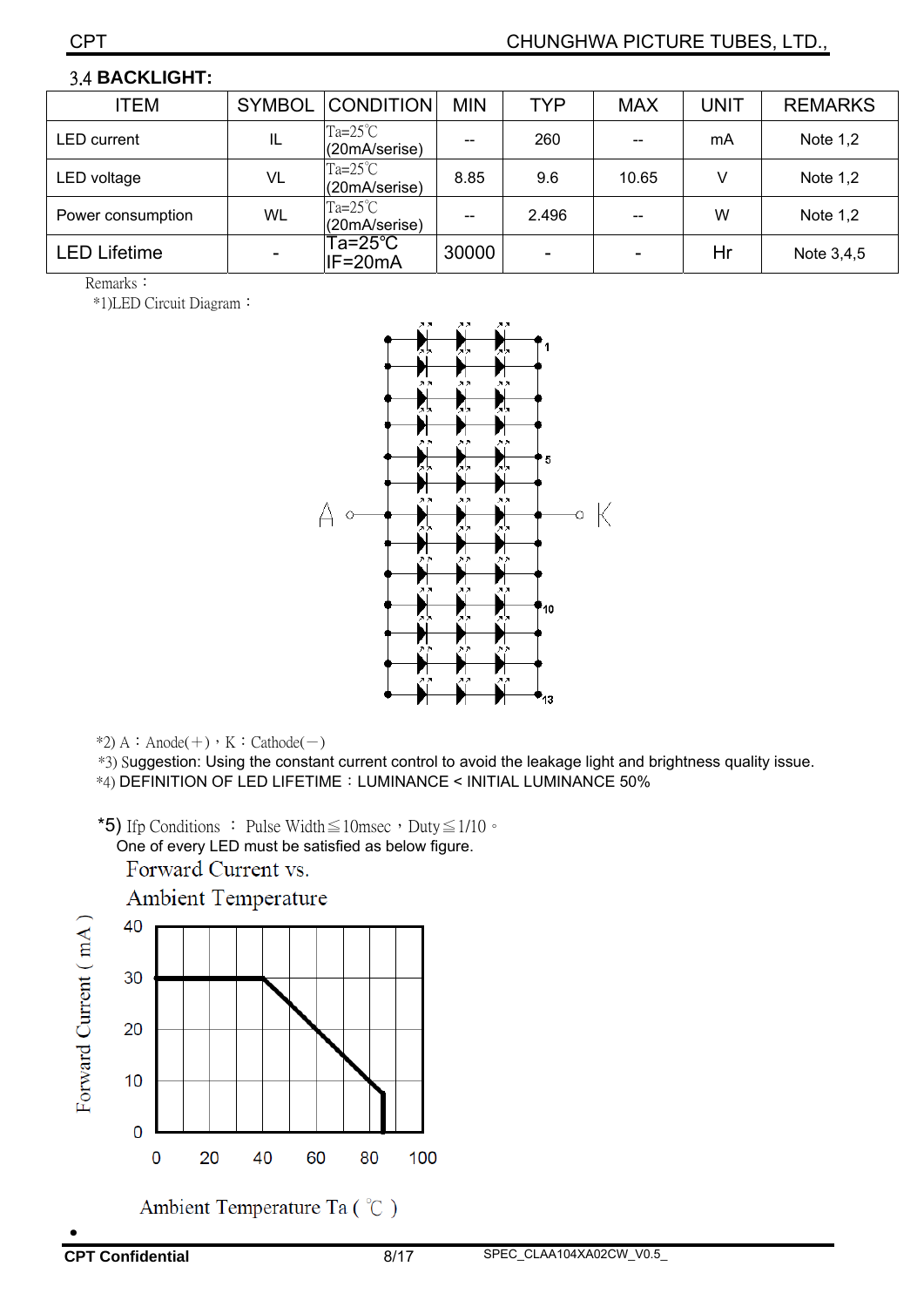### 3.4 BACKLIGHT:

| ITEM | SYMBOL | CONDITION | MIN | TYP | MAX | UNIT | REMARKS |
|---|---|---|---|---|---|---|---|
| LED current | IL | Ta=25℃ (20mA/serise) | -- | 260 | -- | mA | Note 1,2 |
| LED voltage | VL | Ta=25℃ (20mA/serise) | 8.85 | 9.6 | 10.65 | V | Note 1,2 |
| Power consumption | WL | Ta=25℃ (20mA/serise) | -- | 2.496 | -- | W | Note 1,2 |
| LED Lifetime | - | Ta=25℃ IF=20mA | 30000 | - | - | Hr | Note 3,4,5 |

Remarks：

*1)LED Circuit Diagram：

*2) A：Anode(＋)，K：Cathode(－)

*3) Suggestion: Using the constant current control to avoid the leakage light and brightness quality issue.

*4) DEFINITION OF LED LIFETIME：LUMINANCE < INITIAL LUMINANCE 50%

*5) Ifp Conditions ： Pulse Width≦10msec，Duty≦1/10。

One of every LED must be satisfied as below figure.

Forward Current vs. Ambient Temperature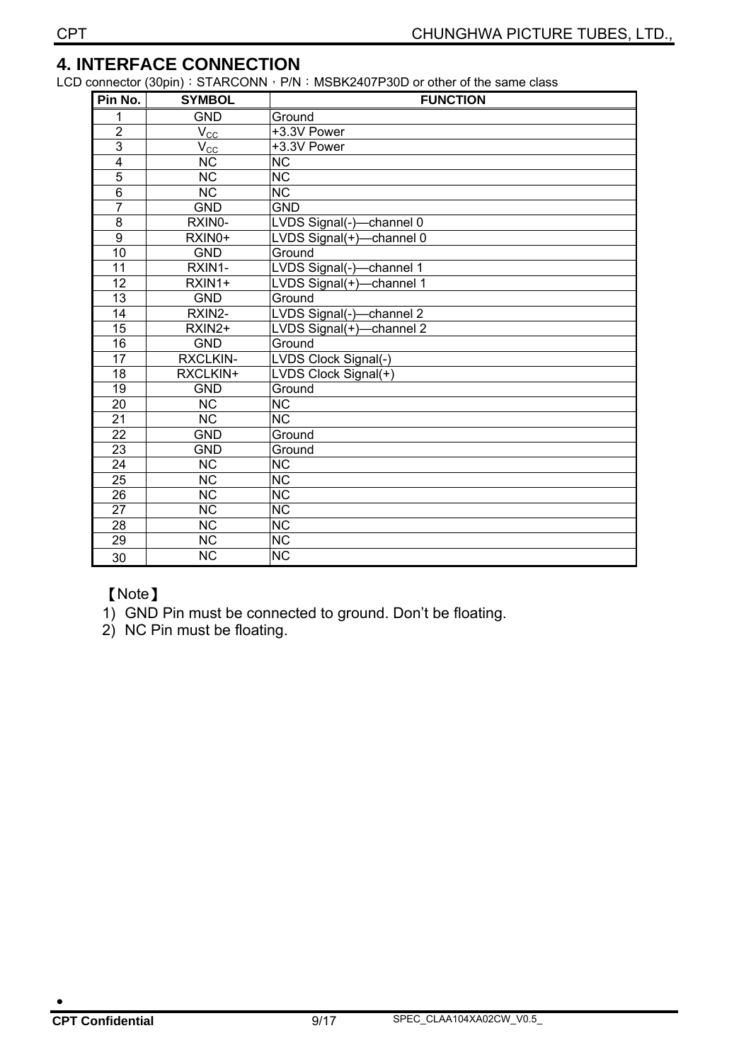## 4. INTERFACE CONNECTION

LCD connector (30pin)：STARCONN，P/N：MSBK2407P30D or other of the same class

| Pin No. | SYMBOL | FUNCTION |
|---|---|---|
| 1 | GND | Ground |
| 2 | $V_{CC}$ | +3.3V Power |
| 3 | $V_{CC}$ | +3.3V Power |
| 4 | NC | NC |
| 5 | NC | NC |
| 6 | NC | NC |
| 7 | GND | GND |
| 8 | RXIN0- | LVDS Signal(-)—channel 0 |
| 9 | RXIN0+ | LVDS Signal(+)—channel 0 |
| 10 | GND | Ground |
| 11 | RXIN1- | LVDS Signal(-)—channel 1 |
| 12 | RXIN1+ | LVDS Signal(+)—channel 1 |
| 13 | GND | Ground |
| 14 | RXIN2- | LVDS Signal(-)—channel 2 |
| 15 | RXIN2+ | LVDS Signal(+)—channel 2 |
| 16 | GND | Ground |
| 17 | RXCLKIN- | LVDS Clock Signal(-) |
| 18 | RXCLKIN+ | LVDS Clock Signal(+) |
| 19 | GND | Ground |
| 20 | NC | NC |
| 21 | NC | NC |
| 22 | GND | Ground |
| 23 | GND | Ground |
| 24 | NC | NC |
| 25 | NC | NC |
| 26 | NC | NC |
| 27 | NC | NC |
| 28 | NC | NC |
| 29 | NC | NC |
| 30 | NC | NC |

【Note】

1) GND Pin must be connected to ground. Don't be floating.
2) NC Pin must be floating.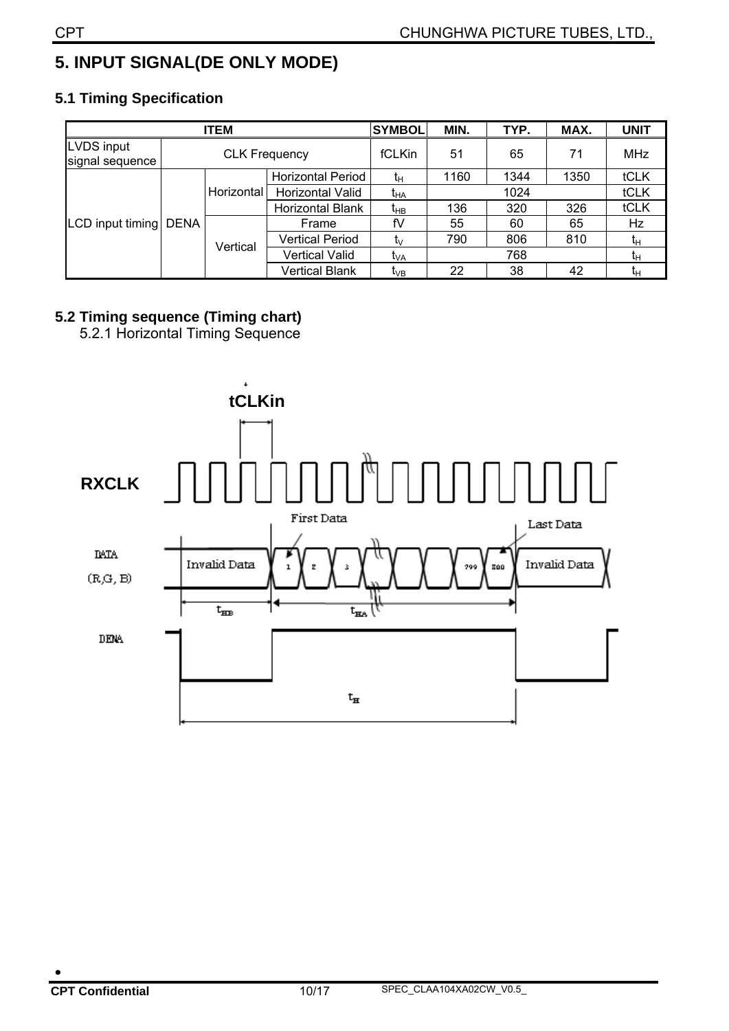# 5. INPUT SIGNAL(DE ONLY MODE)

## 5.1 Timing Specification

| ITEM | | | | SYMBOL | MIN. | TYP. | MAX. | UNIT |
|---|---|---|---|---|---|---|---|---|
| LVDS input signal sequence | CLK Frequency | | | fCLKin | 51 | 65 | 71 | MHz |
| LCD input timing | DENA | Horizontal | Horizontal Period | $t_H$ | 1160 | 1344 | 1350 | tCLK |
| | | | Horizontal Valid | $t_{HA}$ | | 1024 | | tCLK |
| | | | Horizontal Blank | $t_{HB}$ | 136 | 320 | 326 | tCLK |
| | | Vertical | Frame | fV | 55 | 60 | 65 | Hz |
| | | | Vertical Period | $t_V$ | 790 | 806 | 810 | $t_H$ |
| | | | Vertical Valid | $t_{VA}$ | | 768 | | $t_H$ |
| | | | Vertical Blank | $t_{VB}$ | 22 | 38 | 42 | $t_H$ |

## 5.2 Timing sequence (Timing chart)

5.2.1 Horizontal Timing Sequence

tCLKin

RXCLK

First Data

Last Data

DATA (R,G, B)

Invalid Data 1 2 3 799 800 Invalid Data

$t_{HB}$ $t_{HA}$

DENA

$t_H$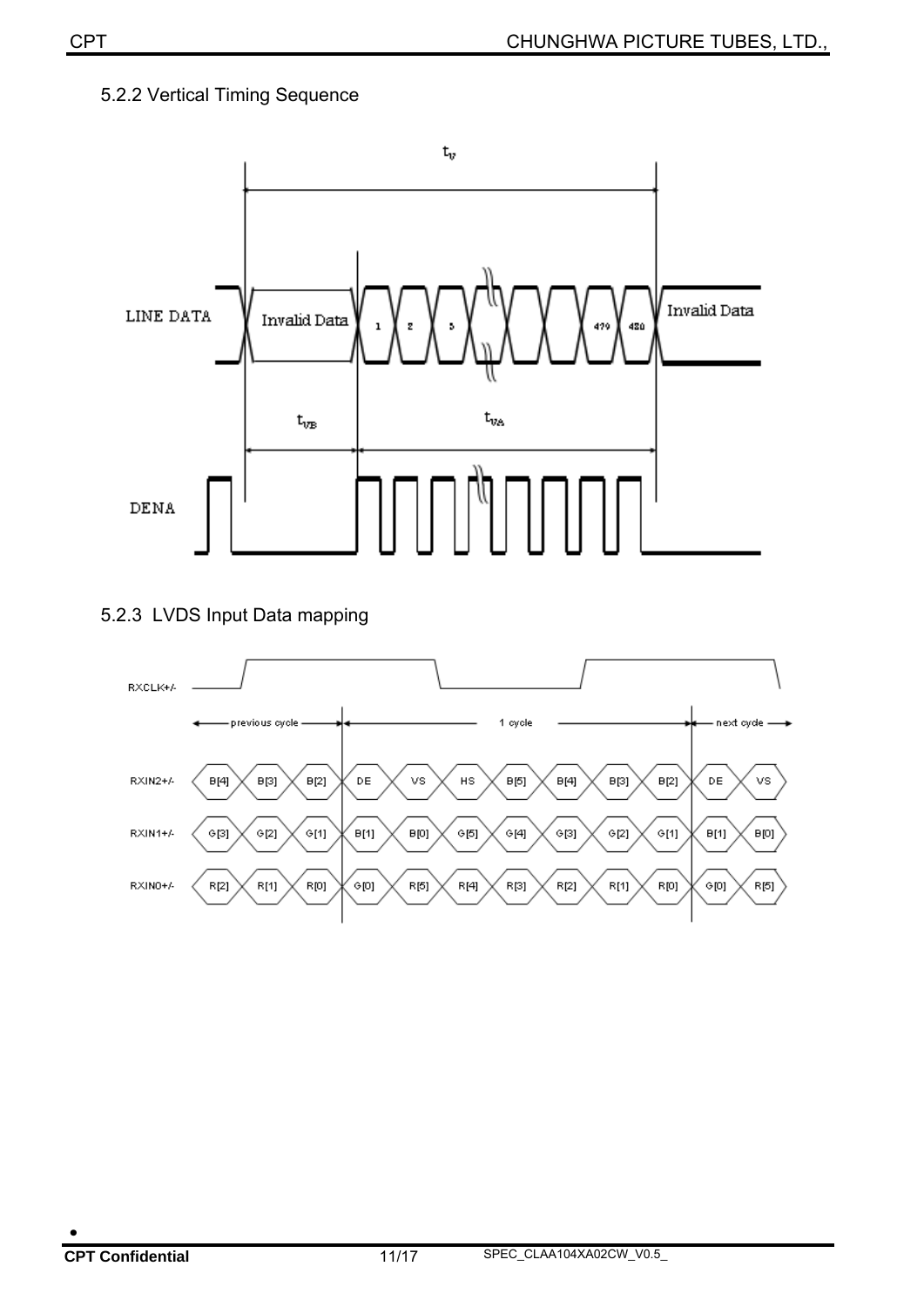### 5.2.2 Vertical Timing Sequence

### 5.2.3 LVDS Input Data mapping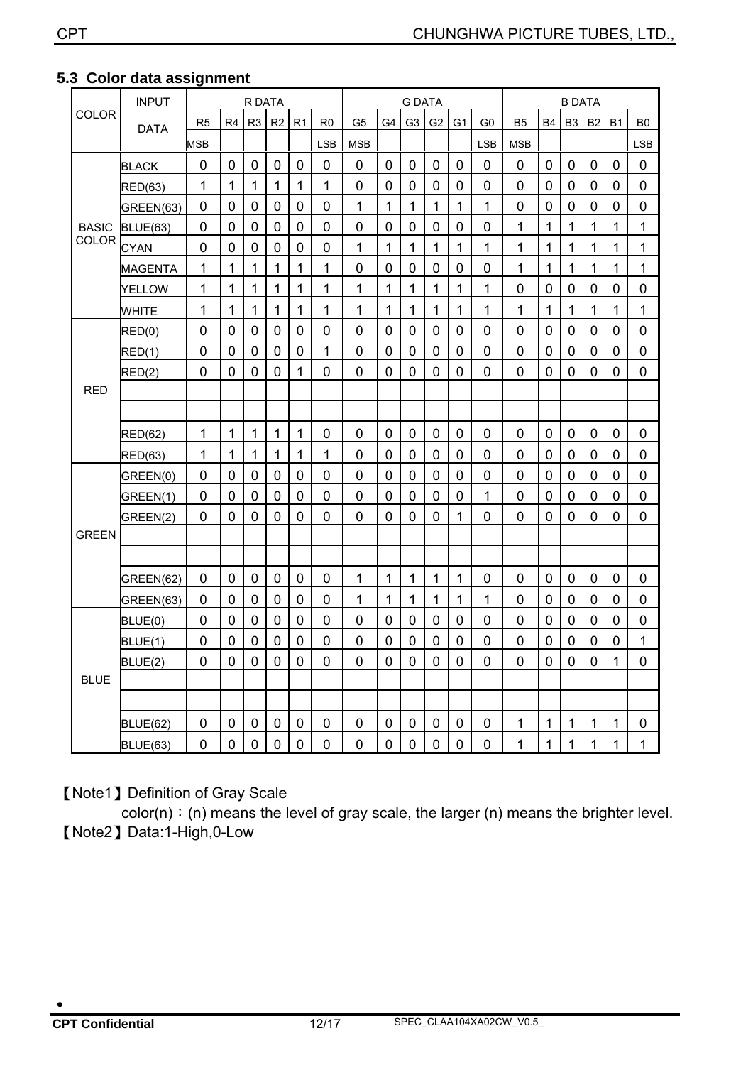## 5.3 Color data assignment

| COLOR | INPUT DATA | R DATA | | | | | | G DATA | | | | | | B DATA | | | | | |
|---|---|---|---|---|---|---|---|---|---|---|---|---|---|---|---|---|---|---|---|
| | | R5 MSB | R4 | R3 | R2 | R1 | R0 LSB | G5 MSB | G4 | G3 | G2 | G1 | G0 LSB | B5 MSB | B4 | B3 | B2 | B1 | B0 LSB |
| BASIC COLOR | BLACK | 0 | 0 | 0 | 0 | 0 | 0 | 0 | 0 | 0 | 0 | 0 | 0 | 0 | 0 | 0 | 0 | 0 | 0 |
| | RED(63) | 1 | 1 | 1 | 1 | 1 | 1 | 0 | 0 | 0 | 0 | 0 | 0 | 0 | 0 | 0 | 0 | 0 | 0 |
| | GREEN(63) | 0 | 0 | 0 | 0 | 0 | 0 | 1 | 1 | 1 | 1 | 1 | 1 | 0 | 0 | 0 | 0 | 0 | 0 |
| | BLUE(63) | 0 | 0 | 0 | 0 | 0 | 0 | 0 | 0 | 0 | 0 | 0 | 0 | 1 | 1 | 1 | 1 | 1 | 1 |
| | CYAN | 0 | 0 | 0 | 0 | 0 | 0 | 1 | 1 | 1 | 1 | 1 | 1 | 1 | 1 | 1 | 1 | 1 | 1 |
| | MAGENTA | 1 | 1 | 1 | 1 | 1 | 1 | 0 | 0 | 0 | 0 | 0 | 0 | 1 | 1 | 1 | 1 | 1 | 1 |
| | YELLOW | 1 | 1 | 1 | 1 | 1 | 1 | 1 | 1 | 1 | 1 | 1 | 1 | 0 | 0 | 0 | 0 | 0 | 0 |
| | WHITE | 1 | 1 | 1 | 1 | 1 | 1 | 1 | 1 | 1 | 1 | 1 | 1 | 1 | 1 | 1 | 1 | 1 | 1 |
| RED | RED(0) | 0 | 0 | 0 | 0 | 0 | 0 | 0 | 0 | 0 | 0 | 0 | 0 | 0 | 0 | 0 | 0 | 0 | 0 |
| | RED(1) | 0 | 0 | 0 | 0 | 0 | 1 | 0 | 0 | 0 | 0 | 0 | 0 | 0 | 0 | 0 | 0 | 0 | 0 |
| | RED(2) | 0 | 0 | 0 | 0 | 1 | 0 | 0 | 0 | 0 | 0 | 0 | 0 | 0 | 0 | 0 | 0 | 0 | 0 |
| | | | | | | | | | | | | | | | | | | | |
| | | | | | | | | | | | | | | | | | | | |
| | RED(62) | 1 | 1 | 1 | 1 | 1 | 0 | 0 | 0 | 0 | 0 | 0 | 0 | 0 | 0 | 0 | 0 | 0 | 0 |
| | RED(63) | 1 | 1 | 1 | 1 | 1 | 1 | 0 | 0 | 0 | 0 | 0 | 0 | 0 | 0 | 0 | 0 | 0 | 0 |
| GREEN | GREEN(0) | 0 | 0 | 0 | 0 | 0 | 0 | 0 | 0 | 0 | 0 | 0 | 0 | 0 | 0 | 0 | 0 | 0 | 0 |
| | GREEN(1) | 0 | 0 | 0 | 0 | 0 | 0 | 0 | 0 | 0 | 0 | 0 | 1 | 0 | 0 | 0 | 0 | 0 | 0 |
| | GREEN(2) | 0 | 0 | 0 | 0 | 0 | 0 | 0 | 0 | 0 | 0 | 1 | 0 | 0 | 0 | 0 | 0 | 0 | 0 |
| | | | | | | | | | | | | | | | | | | | |
| | | | | | | | | | | | | | | | | | | | |
| | GREEN(62) | 0 | 0 | 0 | 0 | 0 | 0 | 1 | 1 | 1 | 1 | 1 | 0 | 0 | 0 | 0 | 0 | 0 | 0 |
| | GREEN(63) | 0 | 0 | 0 | 0 | 0 | 0 | 1 | 1 | 1 | 1 | 1 | 1 | 0 | 0 | 0 | 0 | 0 | 0 |
| BLUE | BLUE(0) | 0 | 0 | 0 | 0 | 0 | 0 | 0 | 0 | 0 | 0 | 0 | 0 | 0 | 0 | 0 | 0 | 0 | 0 |
| | BLUE(1) | 0 | 0 | 0 | 0 | 0 | 0 | 0 | 0 | 0 | 0 | 0 | 0 | 0 | 0 | 0 | 0 | 0 | 1 |
| | BLUE(2) | 0 | 0 | 0 | 0 | 0 | 0 | 0 | 0 | 0 | 0 | 0 | 0 | 0 | 0 | 0 | 0 | 1 | 0 |
| | | | | | | | | | | | | | | | | | | | |
| | | | | | | | | | | | | | | | | | | | |
| | BLUE(62) | 0 | 0 | 0 | 0 | 0 | 0 | 0 | 0 | 0 | 0 | 0 | 0 | 1 | 1 | 1 | 1 | 1 | 0 |
| | BLUE(63) | 0 | 0 | 0 | 0 | 0 | 0 | 0 | 0 | 0 | 0 | 0 | 0 | 1 | 1 | 1 | 1 | 1 | 1 |

【Note1】Definition of Gray Scale

color(n)：(n) means the level of gray scale, the larger (n) means the brighter level.

【Note2】Data:1-High,0-Low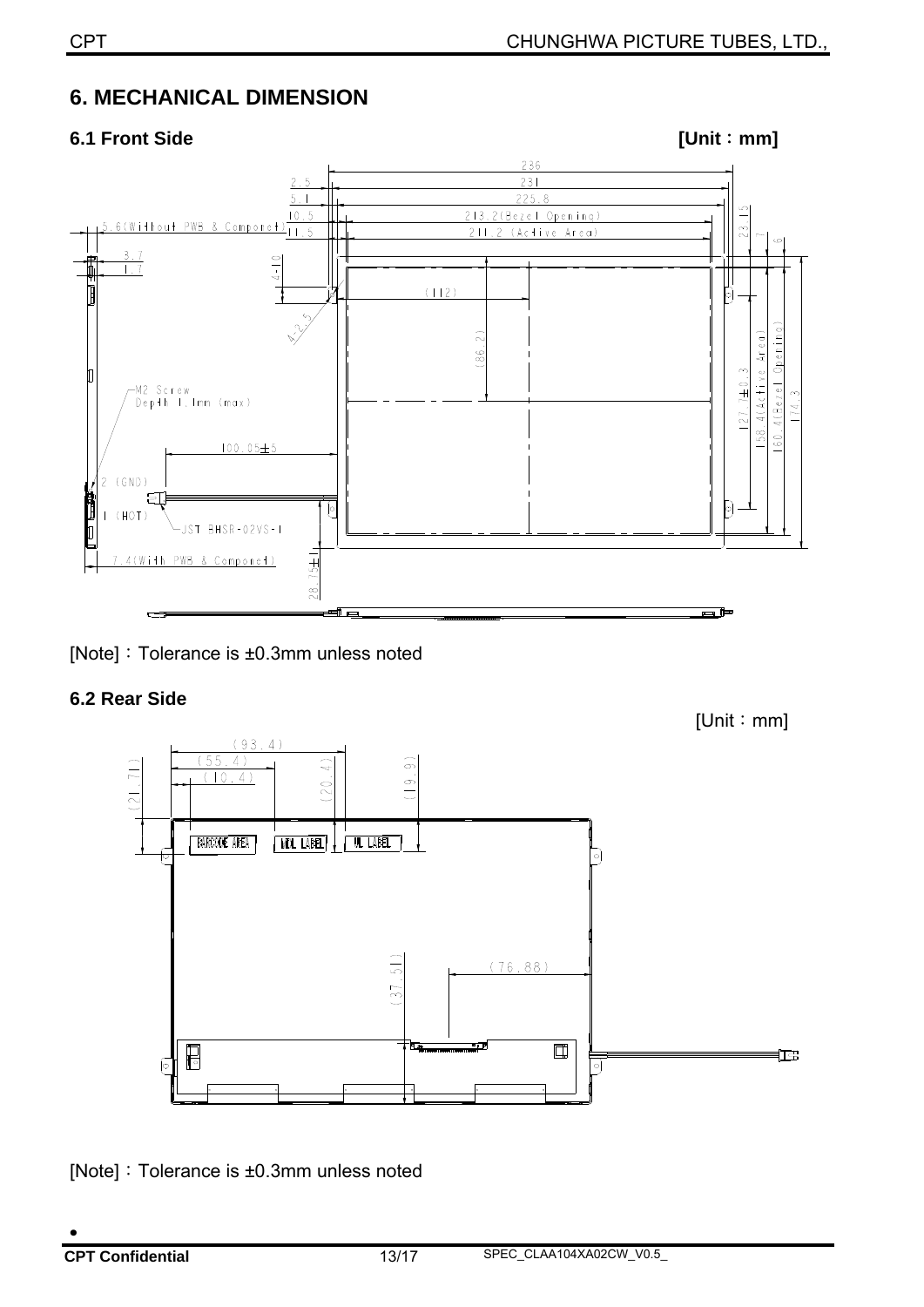# 6. MECHANICAL DIMENSION

### 6.1 Front Side

**[Unit：mm]**

[Note]：Tolerance is ±0.3mm unless noted

### 6.2 Rear Side

[Unit：mm]

[Note]：Tolerance is ±0.3mm unless noted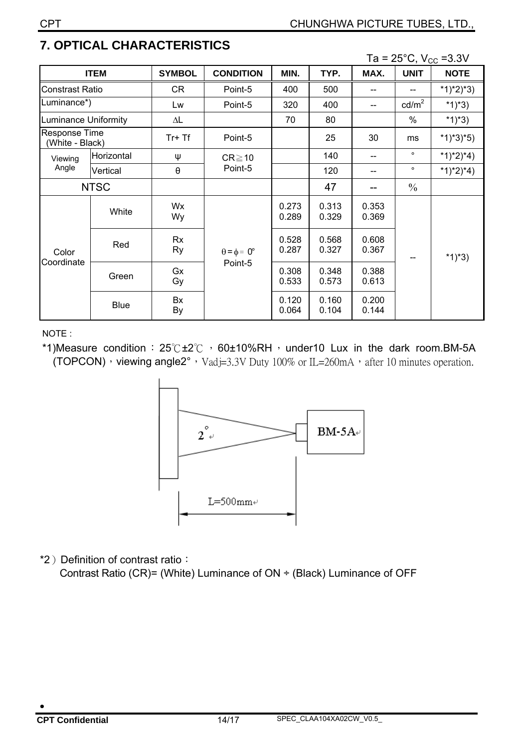## 7. OPTICAL CHARACTERISTICS

Ta = 25°C, $V_{CC}$ =3.3V

| ITEM | | SYMBOL | CONDITION | MIN. | TYP. | MAX. | UNIT | NOTE |
|---|---|---|---|---|---|---|---|---|
| Constrast Ratio | | CR | Point-5 | 400 | 500 | -- | -- | *1)*2)*3) |
| Luminance*) | | Lw | Point-5 | 320 | 400 | -- | cd/m² | *1)*3) |
| Luminance Uniformity | | ∆L | | 70 | 80 | | % | *1)*3) |
| Response Time (White - Black) | | Tr+ Tf | Point-5 | | 25 | 30 | ms | *1)*3)*5) |
| Viewing Angle | Horizontal | ψ | CR≧10 Point-5 | | 140 | -- | ° | *1)*2)*4) |
| | Vertical | θ | | | 120 | -- | ° | *1)*2)*4) |
| NTSC | | | | | 47 | -- | % | |
| Color Coordinate | White | Wx<br>Wy | θ = ϕ = 0°<br>Point-5 | 0.273<br>0.289 | 0.313<br>0.329 | 0.353<br>0.369 | -- | *1)*3) |
| | Red | Rx<br>Ry | | 0.528<br>0.287 | 0.568<br>0.327 | 0.608<br>0.367 | | |
| | Green | Gx<br>Gy | | 0.308<br>0.533 | 0.348<br>0.573 | 0.388<br>0.613 | | |
| | Blue | Bx<br>By | | 0.120<br>0.064 | 0.160<br>0.104 | 0.200<br>0.144 | | |

NOTE :

*1)Measure condition ： 25℃±2℃ ，60±10%RH，under10 Lux in the dark room.BM-5A (TOPCON)，viewing angle2°，Vadj=3.3V Duty 100% or IL=260mA，after 10 minutes operation.

2°

BM-5A

L=500mm

*2）Definition of contrast ratio：

Contrast Ratio (CR)= (White) Luminance of ON ÷ (Black) Luminance of OFF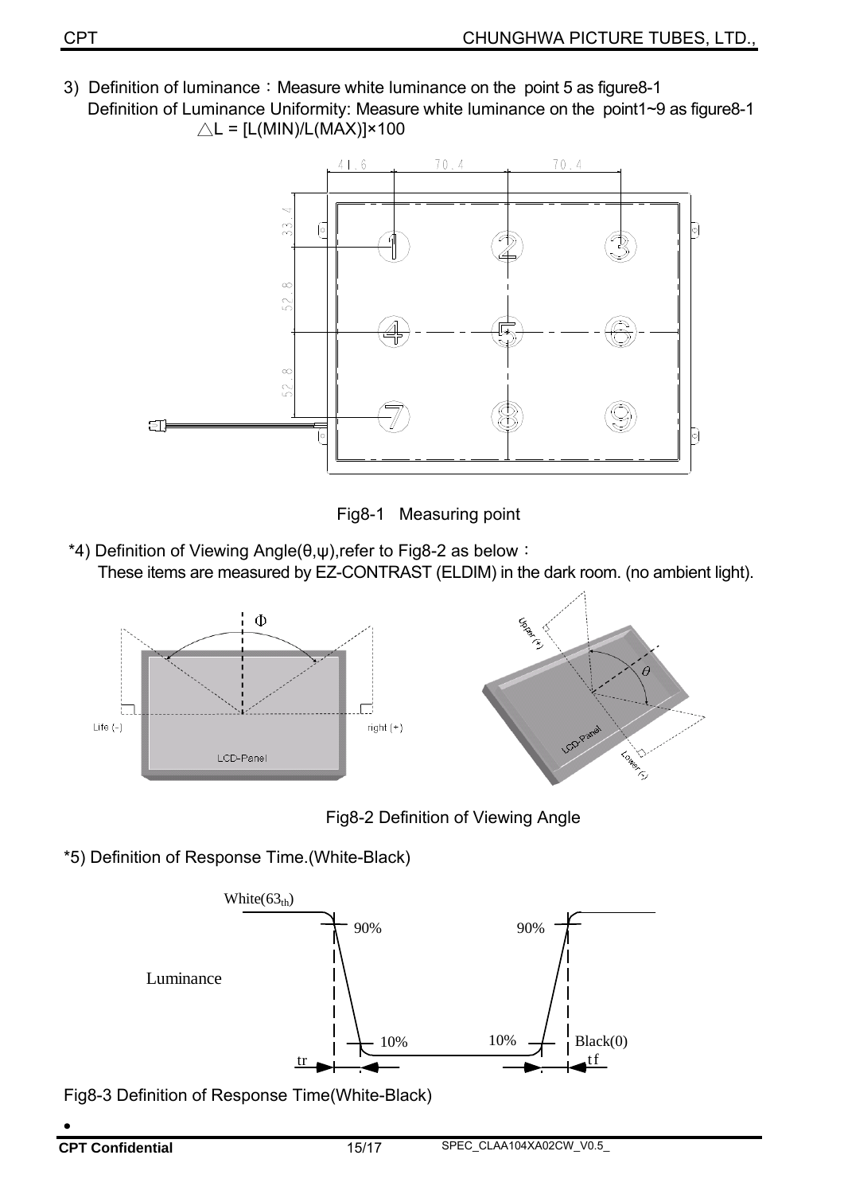3) Definition of luminance：Measure white luminance on the point 5 as figure8-1

Definition of Luminance Uniformity: Measure white luminance on the point1~9 as figure8-1

$\triangle L = [L(MIN)/L(MAX)] \times 100$

Fig8-1 Measuring point

*4) Definition of Viewing Angle(θ,ψ),refer to Fig8-2 as below：

These items are measured by EZ-CONTRAST (ELDIM) in the dark room. (no ambient light).

Fig8-2 Definition of Viewing Angle

*5) Definition of Response Time.(White-Black)

Fig8-3 Definition of Response Time(White-Black)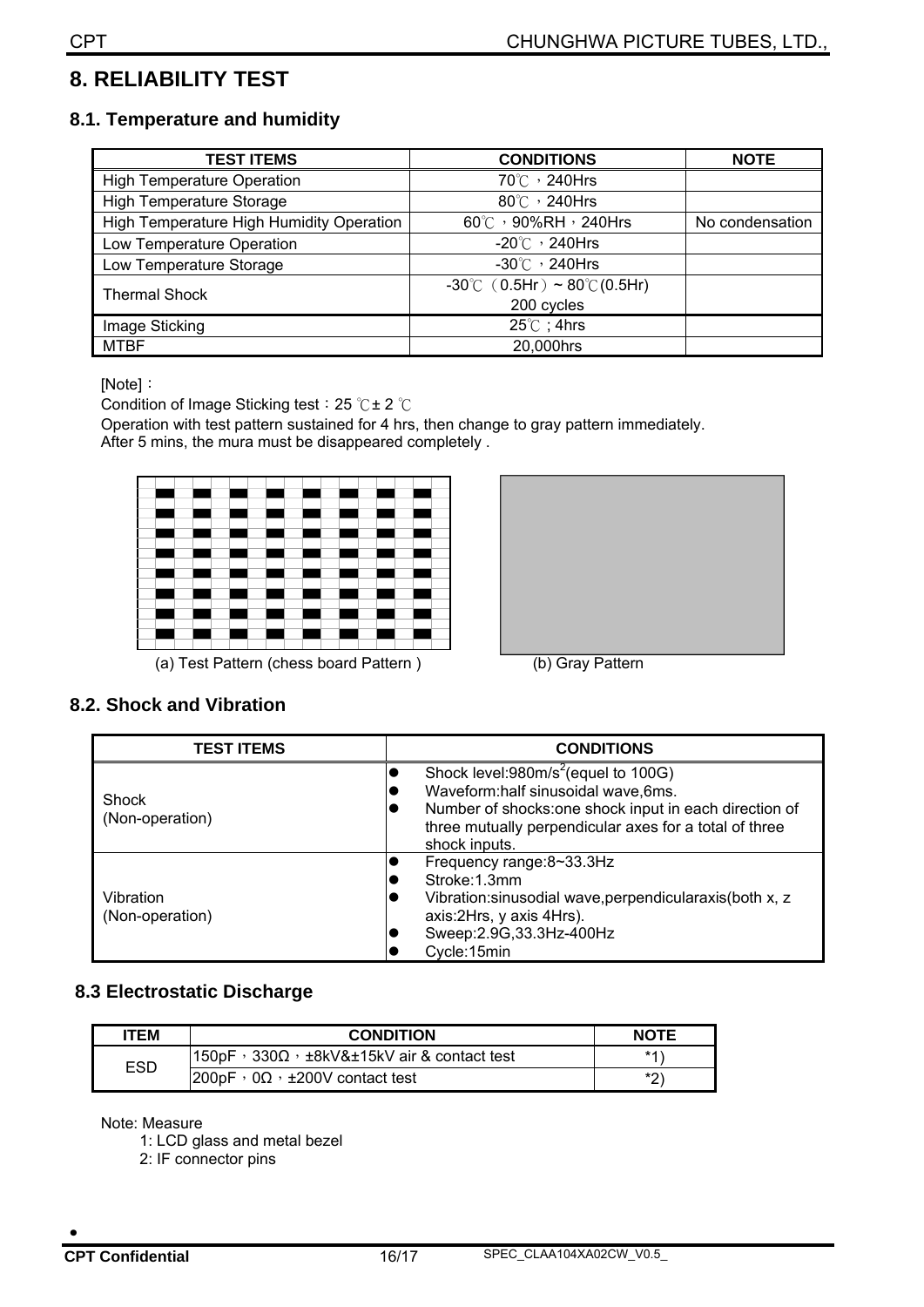# 8. RELIABILITY TEST

## 8.1. Temperature and humidity

| TEST ITEMS | CONDITIONS | NOTE |
|---|---|---|
| High Temperature Operation | 70℃，240Hrs | |
| High Temperature Storage | 80℃，240Hrs | |
| High Temperature High Humidity Operation | 60℃，90%RH，240Hrs | No condensation |
| Low Temperature Operation | -20℃，240Hrs | |
| Low Temperature Storage | -30℃，240Hrs | |
| Thermal Shock | -30℃（0.5Hr）~ 80℃(0.5Hr) 200 cycles | |
| Image Sticking | 25℃ ; 4hrs | |
| MTBF | 20,000hrs | |

[Note]：

Condition of Image Sticking test：25 ℃± 2 ℃

Operation with test pattern sustained for 4 hrs, then change to gray pattern immediately.

After 5 mins, the mura must be disappeared completely .

(a) Test Pattern (chess board Pattern )

(b) Gray Pattern

## 8.2. Shock and Vibration

| TEST ITEMS | CONDITIONS |
|---|---|
| Shock (Non-operation) | • Shock level:980m/s$^2$(equel to 100G)<br>• Waveform:half sinusoidal wave,6ms.<br>• Number of shocks:one shock input in each direction of three mutually perpendicular axes for a total of three shock inputs. |
| Vibration (Non-operation) | • Frequency range:8~33.3Hz<br>• Stroke:1.3mm<br>• Vibration:sinusodial wave,perpendicularaxis(both x, z axis:2Hrs, y axis 4Hrs).<br>• Sweep:2.9G,33.3Hz-400Hz<br>• Cycle:15min |

## 8.3 Electrostatic Discharge

| ITEM | CONDITION | NOTE |
|---|---|---|
| ESD | 150pF，330Ω，±8kV&±15kV air & contact test | *1) |
| | 200pF，0Ω，±200V contact test | *2) |

Note: Measure

1: LCD glass and metal bezel

2: IF connector pins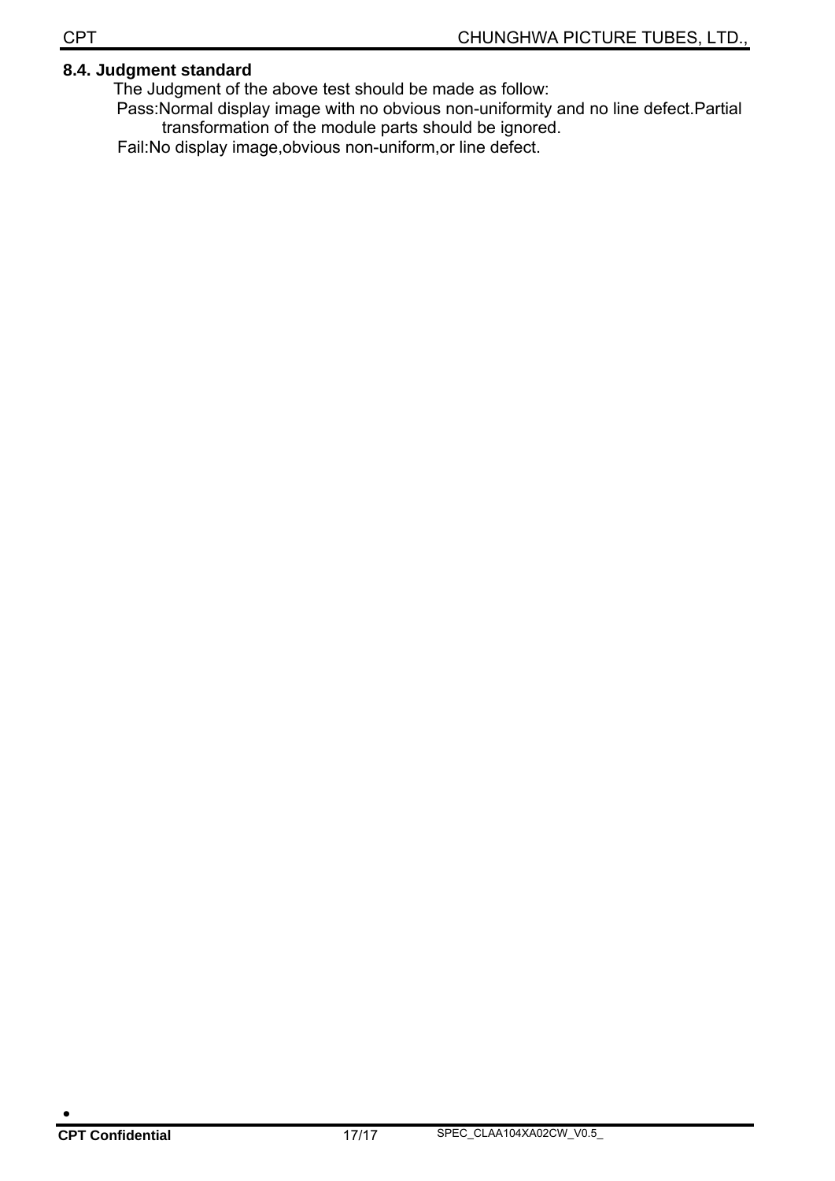### 8.4. Judgment standard

The Judgment of the above test should be made as follow:

Pass:Normal display image with no obvious non-uniformity and no line defect.Partial transformation of the module parts should be ignored.

Fail:No display image,obvious non-uniform,or line defect.